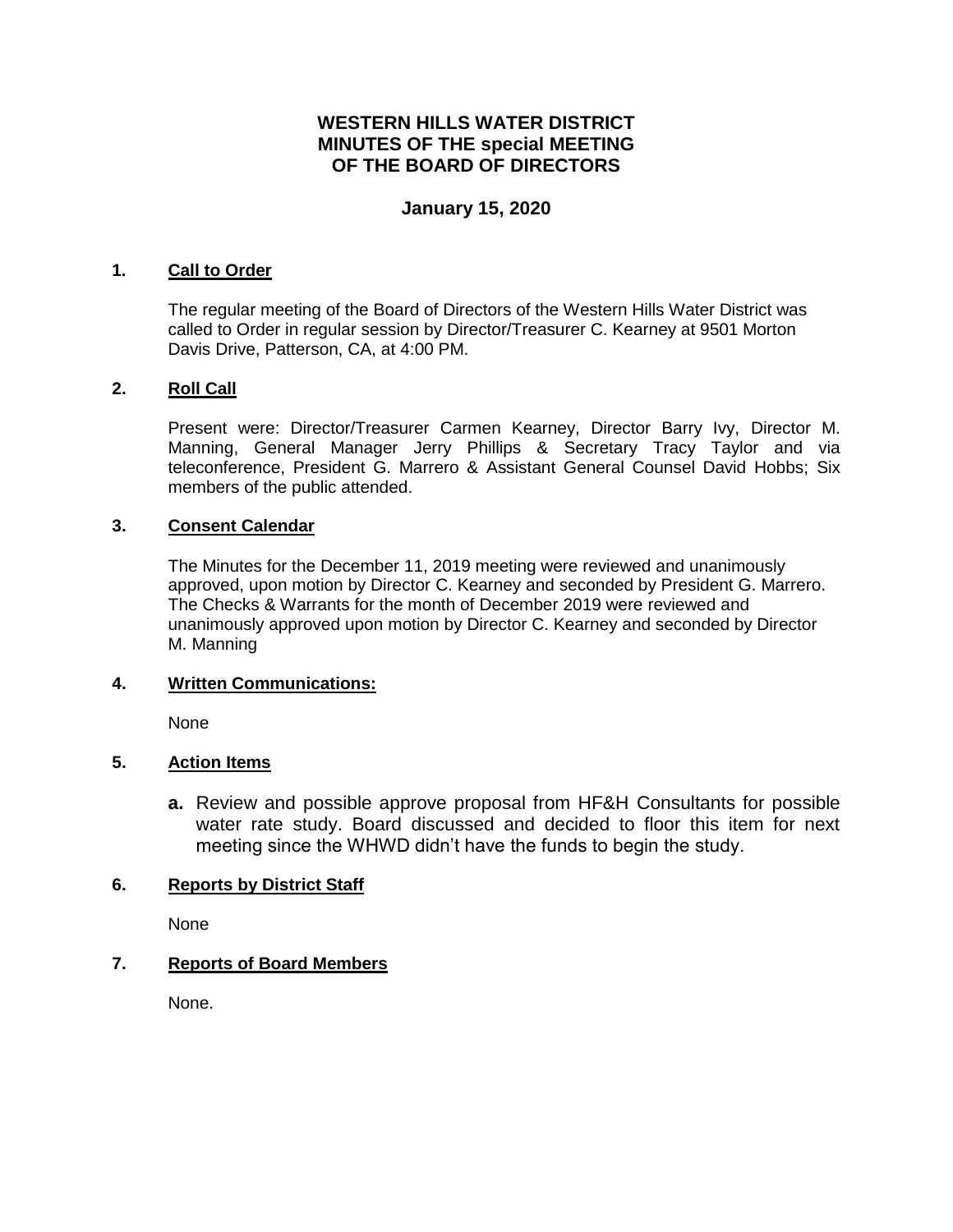# WESTERN HILLS WATER DISTRICT
# MINUTES OF THE special MEETING
# OF THE BOARD OF DIRECTORS

## January 15, 2020

### 1. Call to Order

The regular meeting of the Board of Directors of the Western Hills Water District was called to Order in regular session by Director/Treasurer C. Kearney at 9501 Morton Davis Drive, Patterson, CA, at 4:00 PM.

### 2. Roll Call

Present were: Director/Treasurer Carmen Kearney, Director Barry Ivy, Director M. Manning, General Manager Jerry Phillips & Secretary Tracy Taylor and via teleconference, President G. Marrero & Assistant General Counsel David Hobbs; Six members of the public attended.

### 3. Consent Calendar

The Minutes for the December 11, 2019 meeting were reviewed and unanimously approved, upon motion by Director C. Kearney and seconded by President G. Marrero. The Checks & Warrants for the month of December 2019 were reviewed and unanimously approved upon motion by Director C. Kearney and seconded by Director M. Manning

### 4. Written Communications:

None

### 5. Action Items

**a.** Review and possible approve proposal from HF&H Consultants for possible water rate study. Board discussed and decided to floor this item for next meeting since the WHWD didn't have the funds to begin the study.

### 6. Reports by District Staff

None

### 7. Reports of Board Members

None.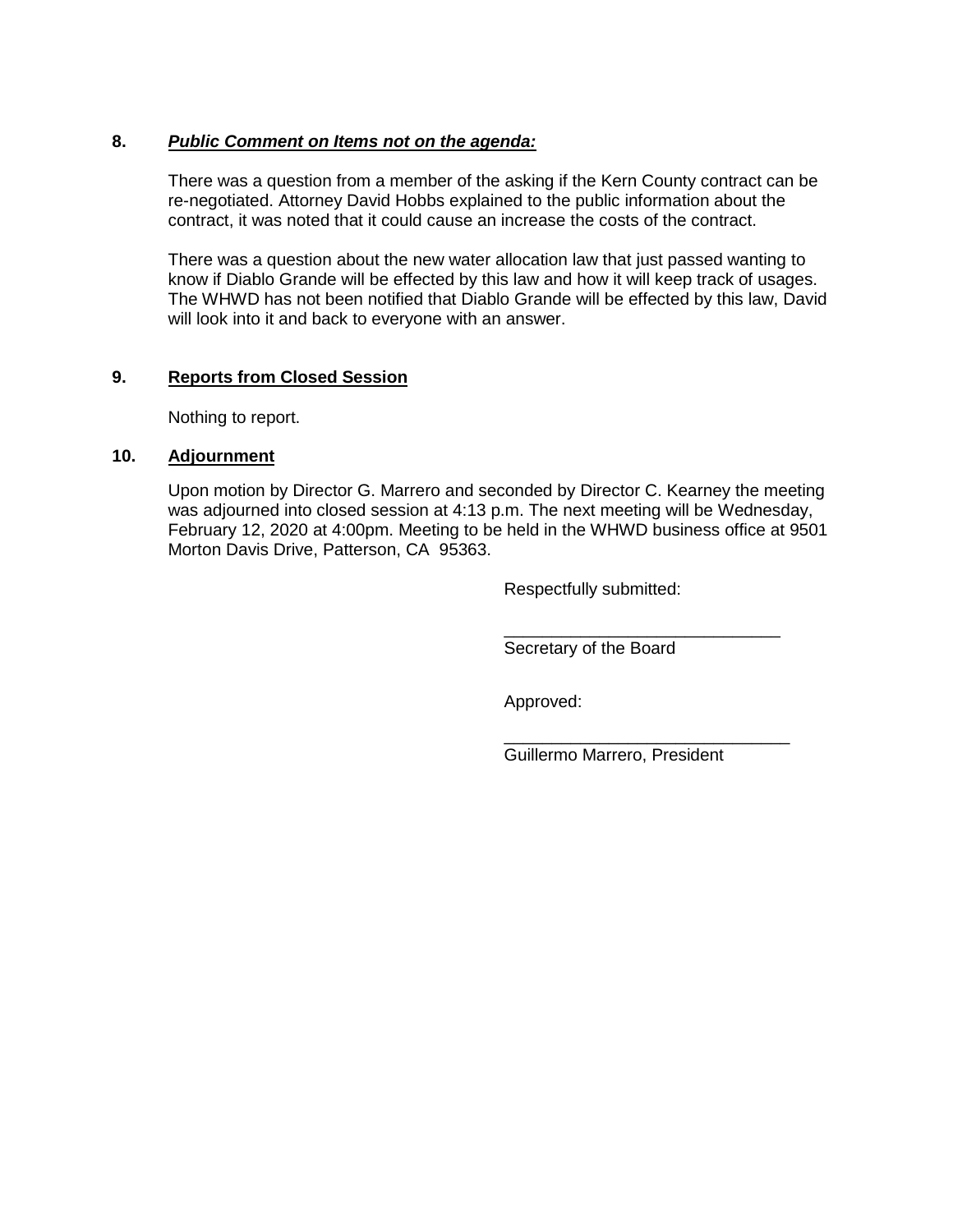**8.** ***Public Comment on Items not on the agenda:***

There was a question from a member of the asking if the Kern County contract can be re-negotiated. Attorney David Hobbs explained to the public information about the contract, it was noted that it could cause an increase the costs of the contract.

There was a question about the new water allocation law that just passed wanting to know if Diablo Grande will be effected by this law and how it will keep track of usages. The WHWD has not been notified that Diablo Grande will be effected by this law, David will look into it and back to everyone with an answer.

**9.** **Reports from Closed Session**

Nothing to report.

**10.** **Adjournment**

Upon motion by Director G. Marrero and seconded by Director C. Kearney the meeting was adjourned into closed session at 4:13 p.m. The next meeting will be Wednesday, February 12, 2020 at 4:00pm. Meeting to be held in the WHWD business office at 9501 Morton Davis Drive, Patterson, CA 95363.

Respectfully submitted:

______________________________
Secretary of the Board

Approved:

______________________________
Guillermo Marrero, President